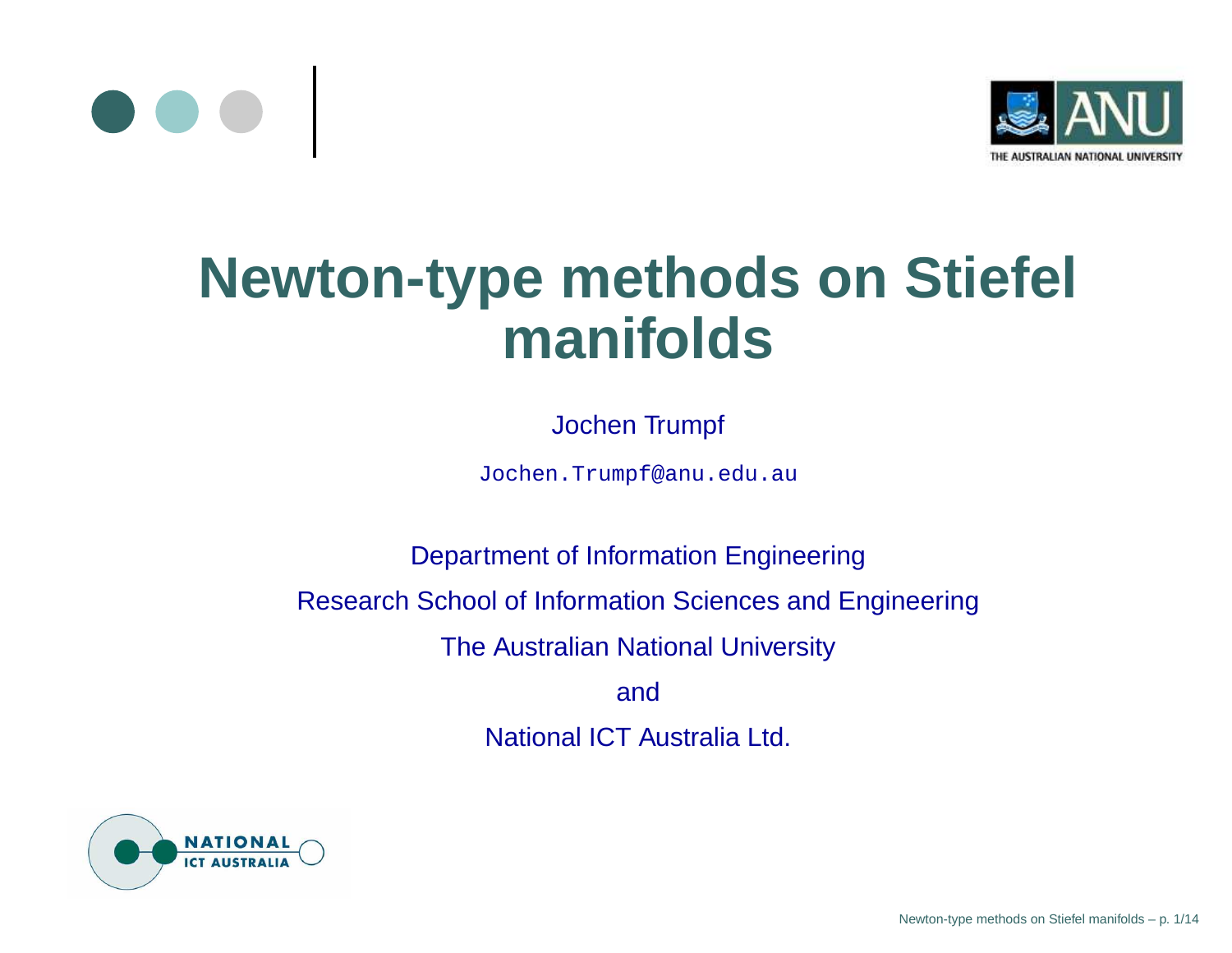# Newton-type methods on Stiefel manifolds

Jochen Trumpf

`Jochen.Trumpf@anu.edu.au`

Department of Information Engineering

Research School of Information Sciences and Engineering

The Australian National University

and

National ICT Australia Ltd.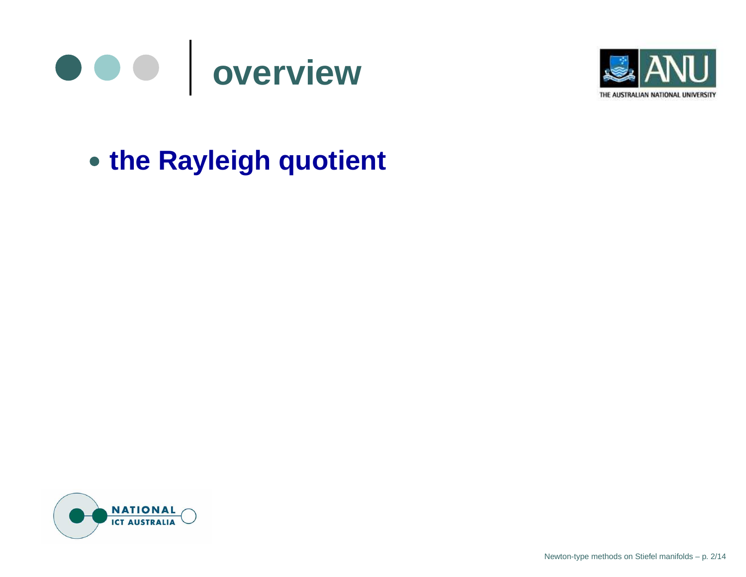# overview

- **the Rayleigh quotient**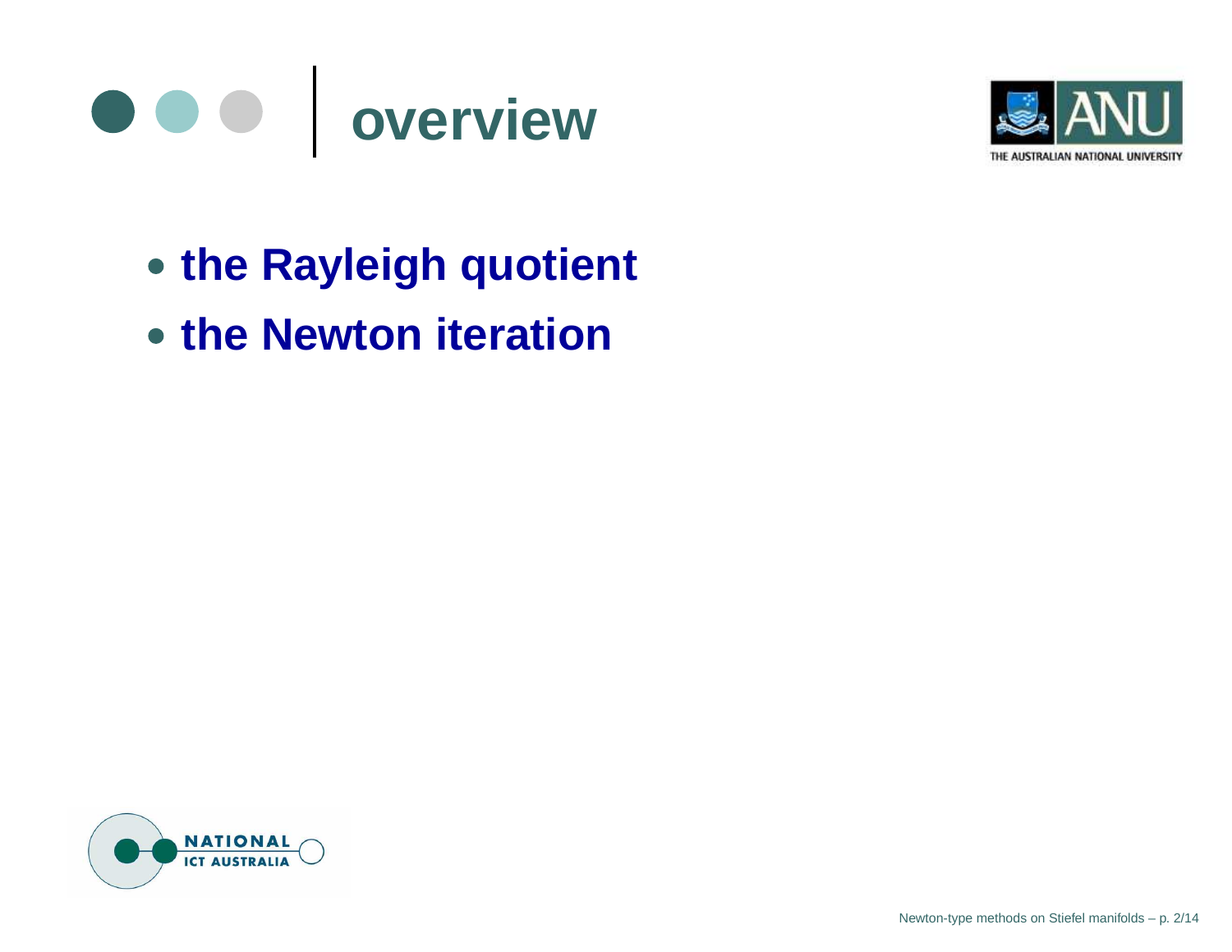# overview

- **the Rayleigh quotient**
- **the Newton iteration**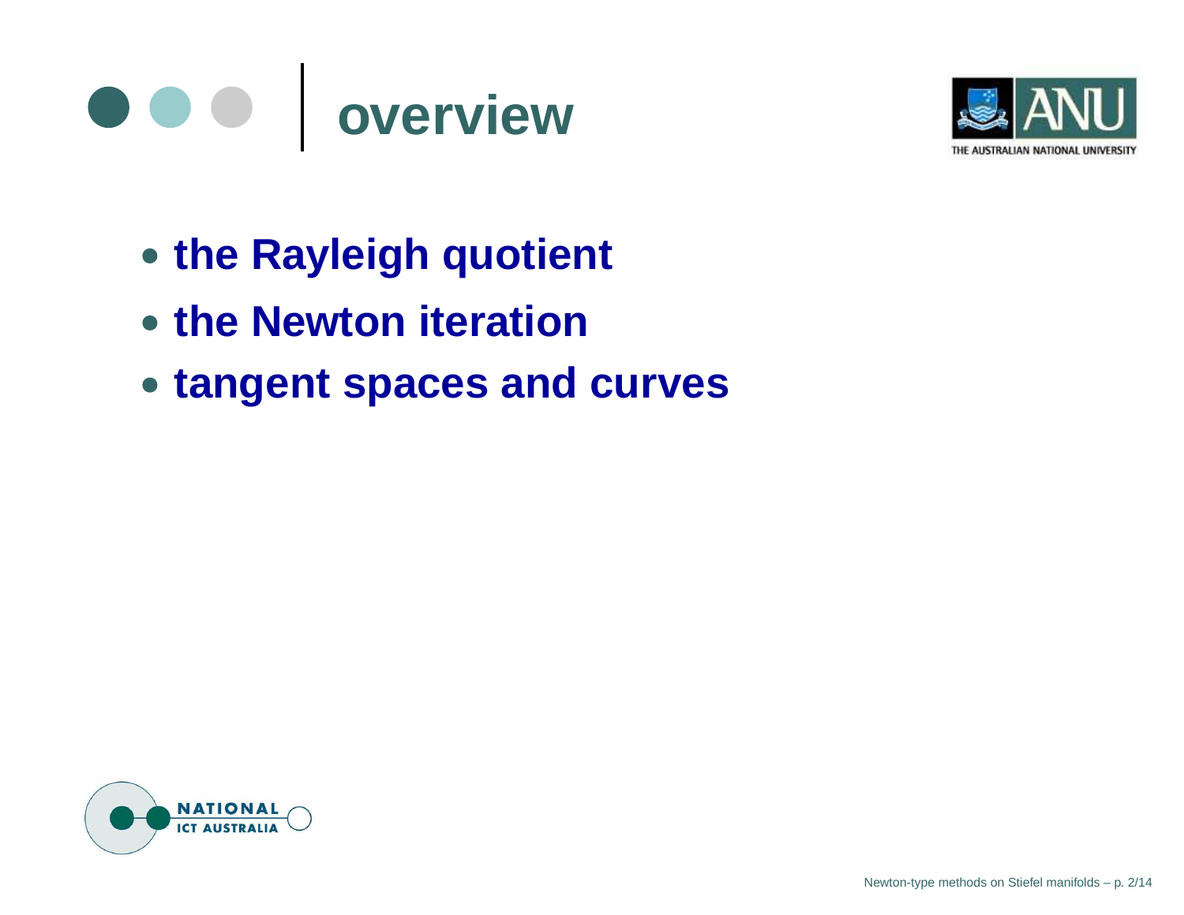# overview

- **the Rayleigh quotient**
- **the Newton iteration**
- **tangent spaces and curves**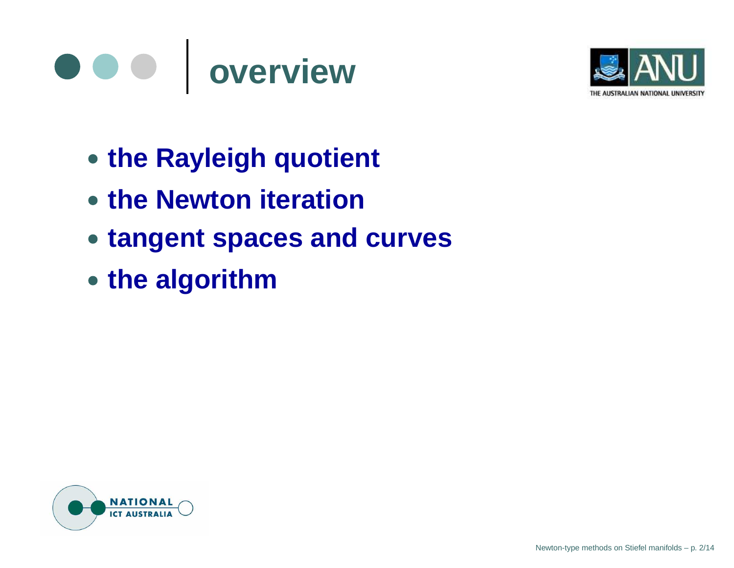# overview

- **the Rayleigh quotient**
- **the Newton iteration**
- **tangent spaces and curves**
- **the algorithm**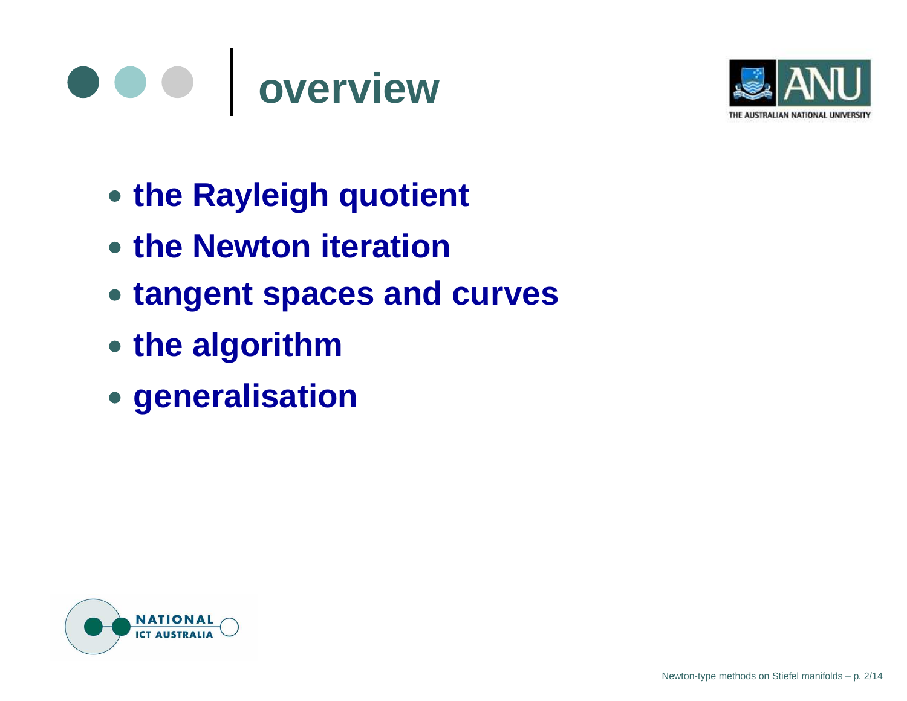# overview

- **the Rayleigh quotient**
- **the Newton iteration**
- **tangent spaces and curves**
- **the algorithm**
- **generalisation**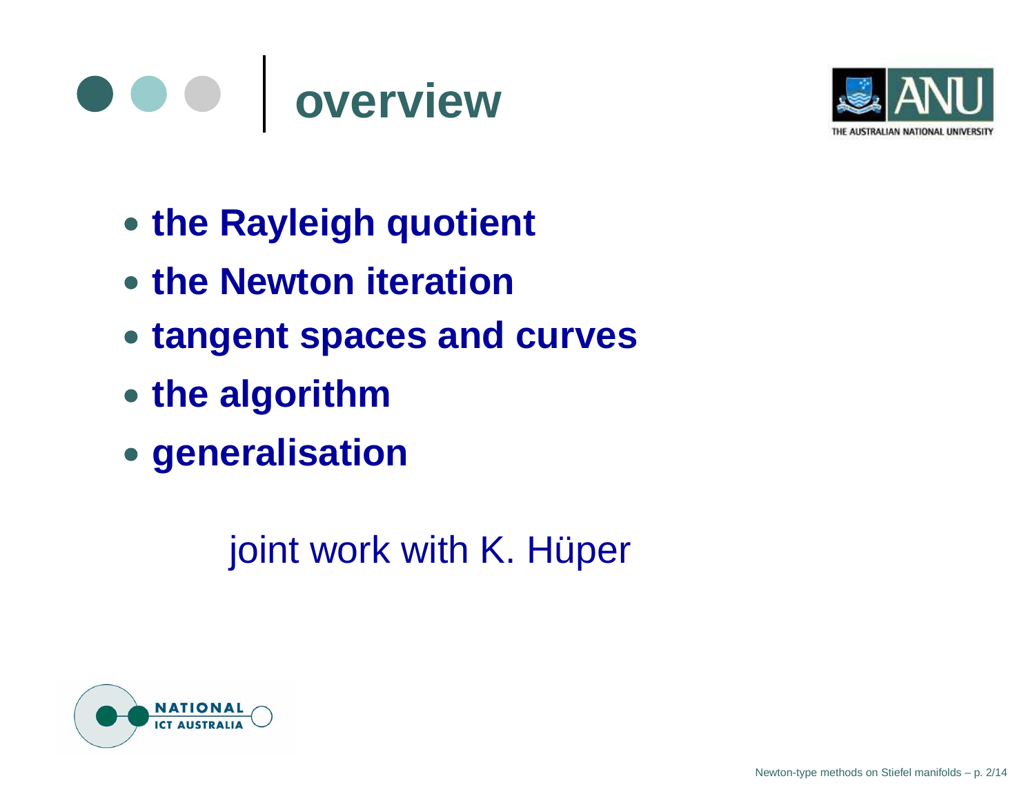# overview

- **the Rayleigh quotient**
- **the Newton iteration**
- **tangent spaces and curves**
- **the algorithm**
- **generalisation**

joint work with K. Hüper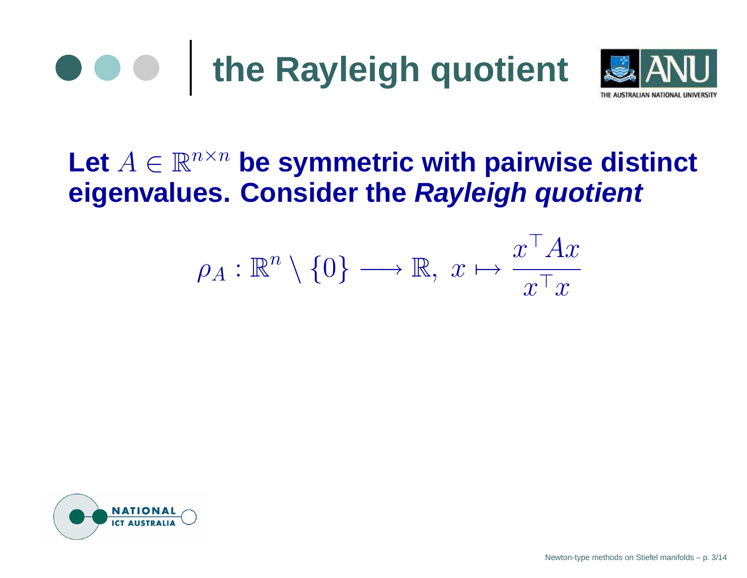# the Rayleigh quotient

**Let $A \in \mathbb{R}^{n\times n}$ be symmetric with pairwise distinct eigenvalues. Consider the *Rayleigh quotient***

$$\rho_A : \mathbb{R}^n \setminus \{0\} \longrightarrow \mathbb{R},\ x \mapsto \frac{x^\top A x}{x^\top x}$$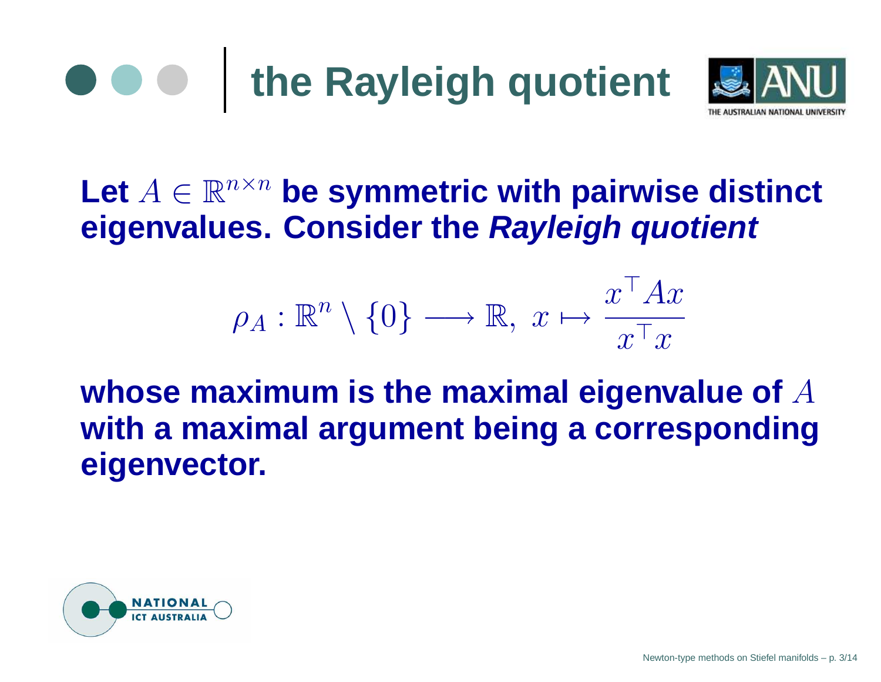# the Rayleigh quotient

**Let $A \in \mathbb{R}^{n\times n}$ be symmetric with pairwise distinct eigenvalues. Consider the *Rayleigh quotient***

$$\rho_A : \mathbb{R}^n \setminus \{0\} \longrightarrow \mathbb{R},\ x \mapsto \frac{x^\top A x}{x^\top x}$$

**whose maximum is the maximal eigenvalue of $A$ with a maximal argument being a corresponding eigenvector.**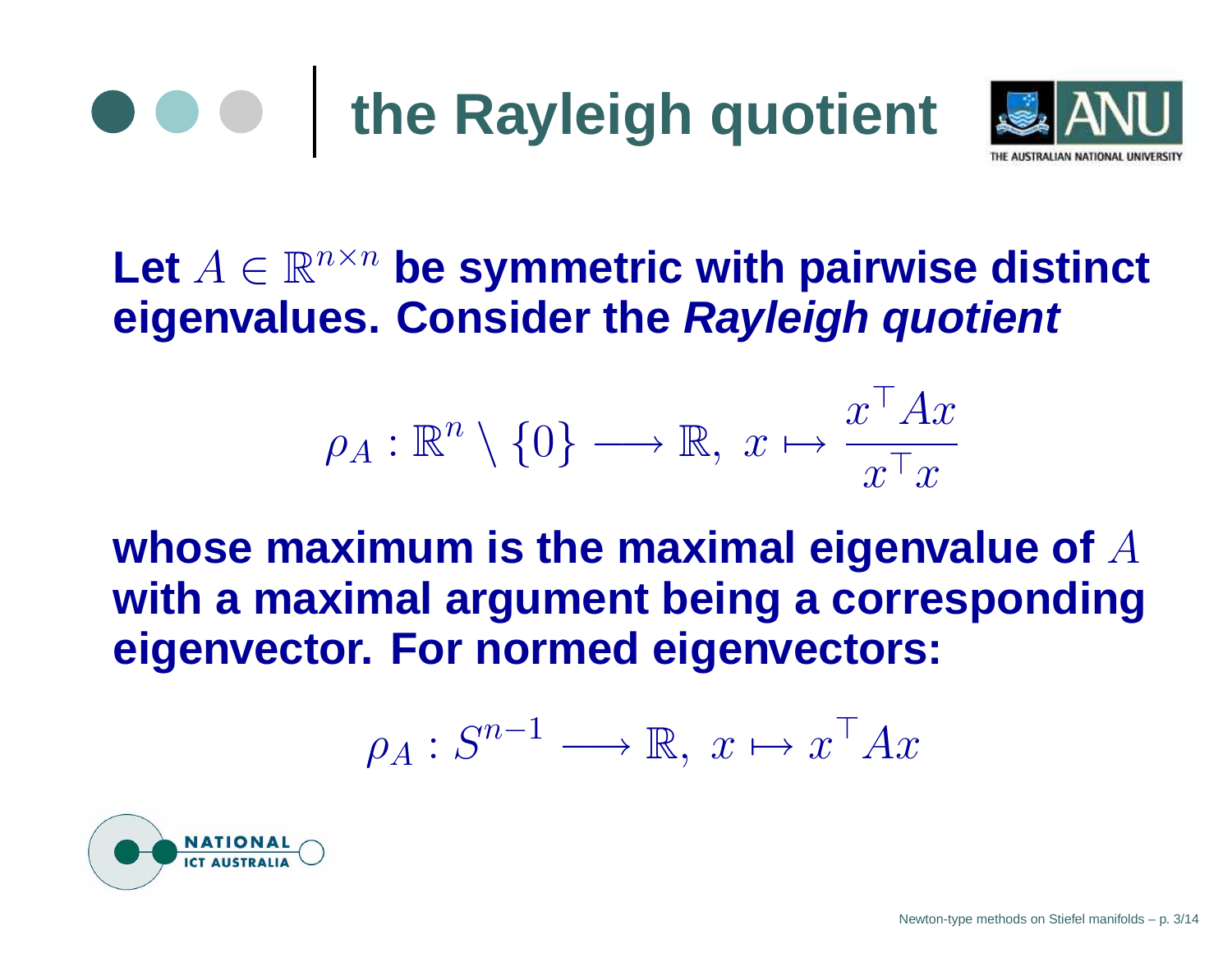# the Rayleigh quotient

**Let $A \in \mathbb{R}^{n \times n}$ be symmetric with pairwise distinct eigenvalues. Consider the *Rayleigh quotient***

$$\rho_A : \mathbb{R}^n \setminus \{0\} \longrightarrow \mathbb{R},\ x \mapsto \frac{x^\top A x}{x^\top x}$$

**whose maximum is the maximal eigenvalue of $A$ with a maximal argument being a corresponding eigenvector. For normed eigenvectors:**

$$\rho_A : S^{n-1} \longrightarrow \mathbb{R},\ x \mapsto x^\top A x$$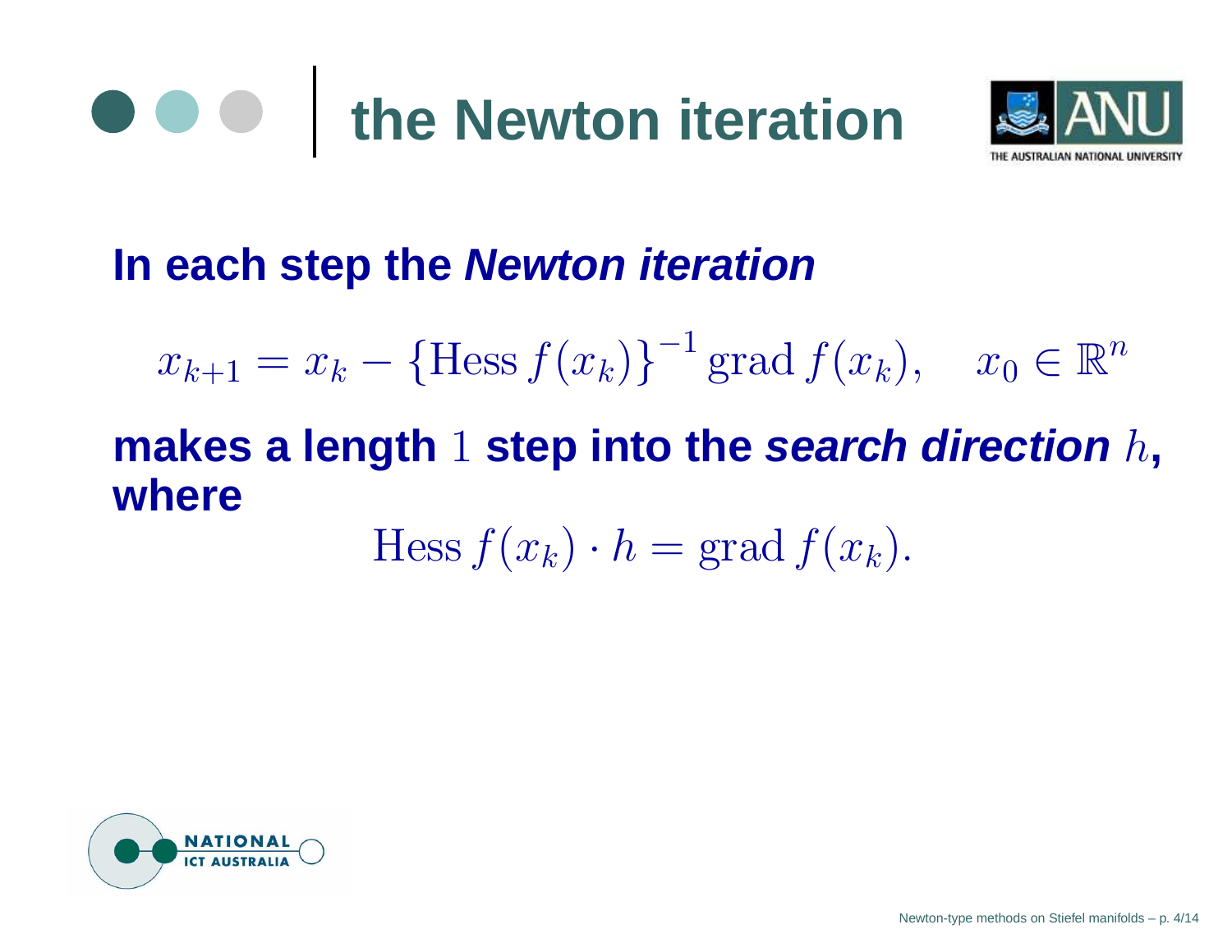# the Newton iteration

**In each step the *Newton iteration***

$$x_{k+1} = x_k - \{\text{Hess}\, f(x_k)\}^{-1} \text{grad}\, f(x_k), \quad x_0 \in \mathbb{R}^n$$

**makes a length $1$ step into the *search direction* $h$, where**

$$\text{Hess}\, f(x_k) \cdot h = \text{grad}\, f(x_k).$$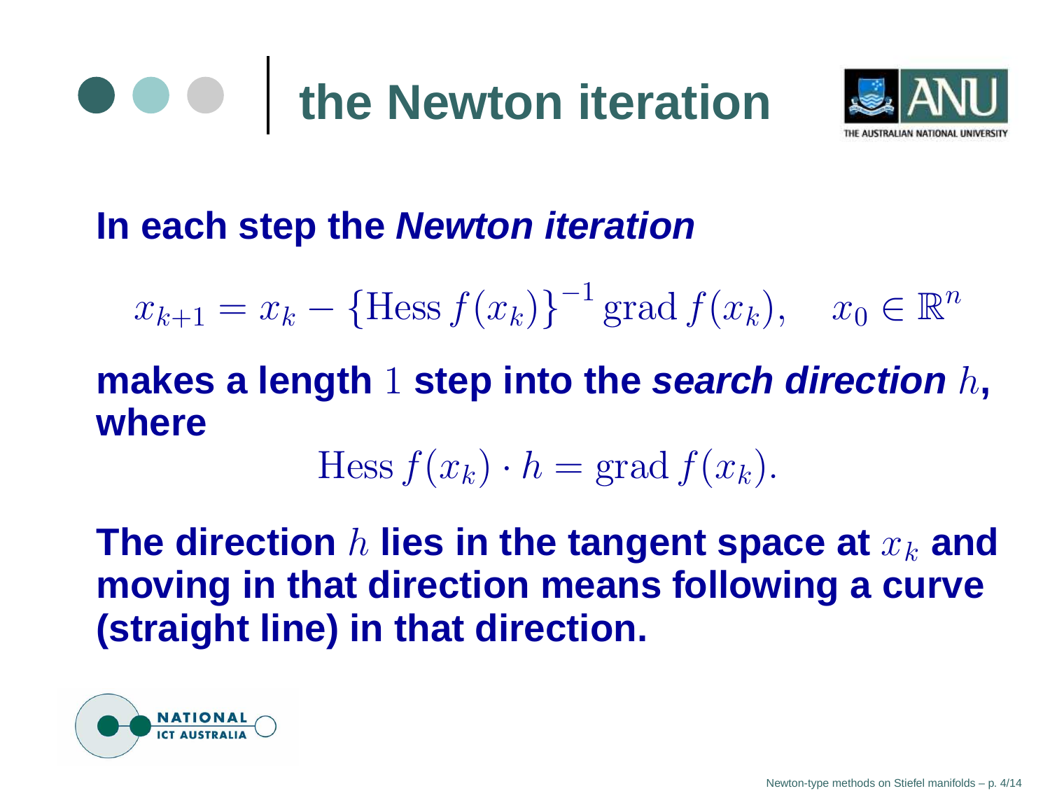# the Newton iteration

**In each step the *Newton iteration***

$$x_{k+1} = x_k - \{\mathrm{Hess}\, f(x_k)\}^{-1} \mathrm{grad}\, f(x_k), \quad x_0 \in \mathbb{R}^n$$

**makes a length $1$ step into the *search direction* $h$, where**

$$\mathrm{Hess}\, f(x_k) \cdot h = \mathrm{grad}\, f(x_k).$$

**The direction $h$ lies in the tangent space at $x_k$ and moving in that direction means following a curve (straight line) in that direction.**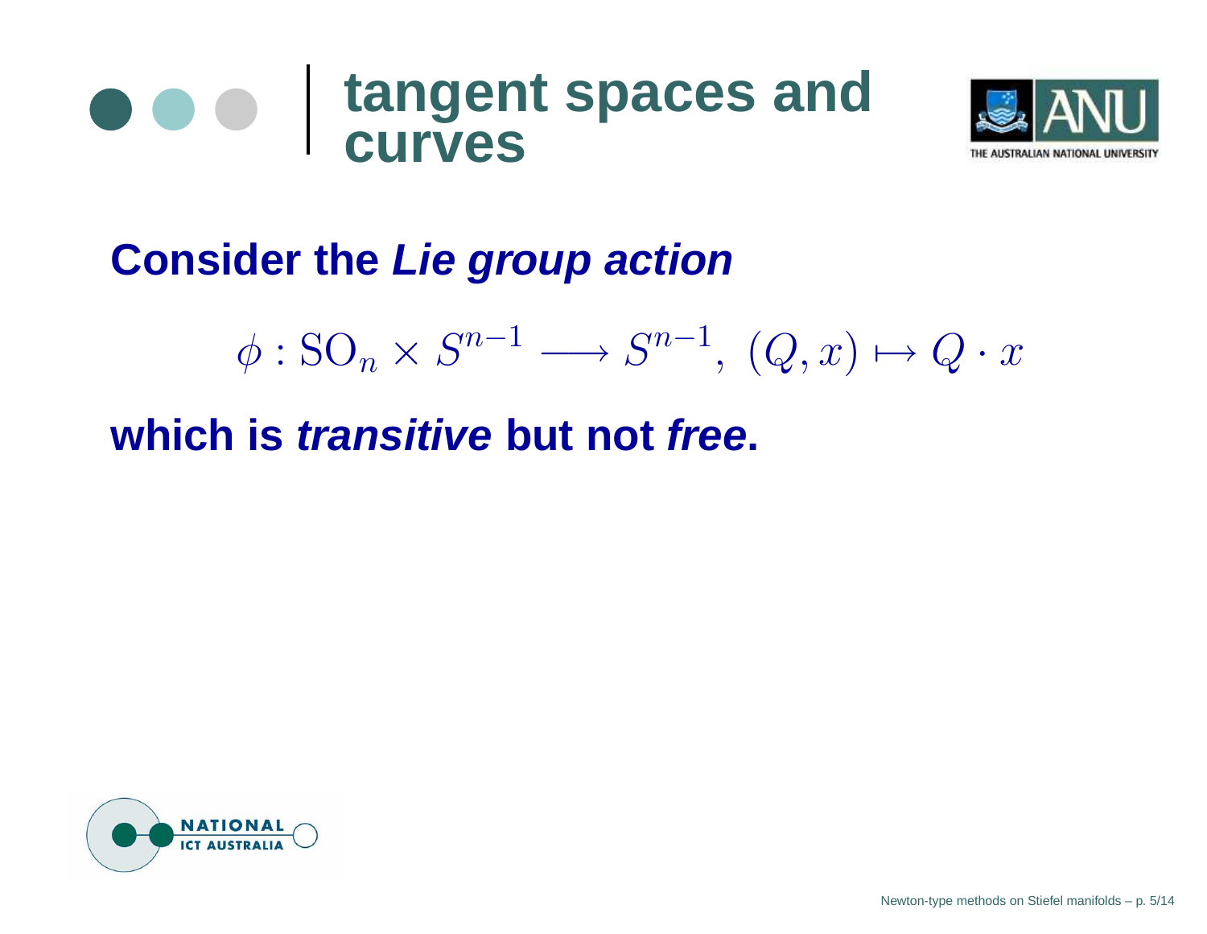# tangent spaces and curves

**Consider the *Lie group action***

$$\phi : \mathrm{SO}_n \times S^{n-1} \longrightarrow S^{n-1},\ (Q, x) \mapsto Q \cdot x$$

**which is *transitive* but not *free*.**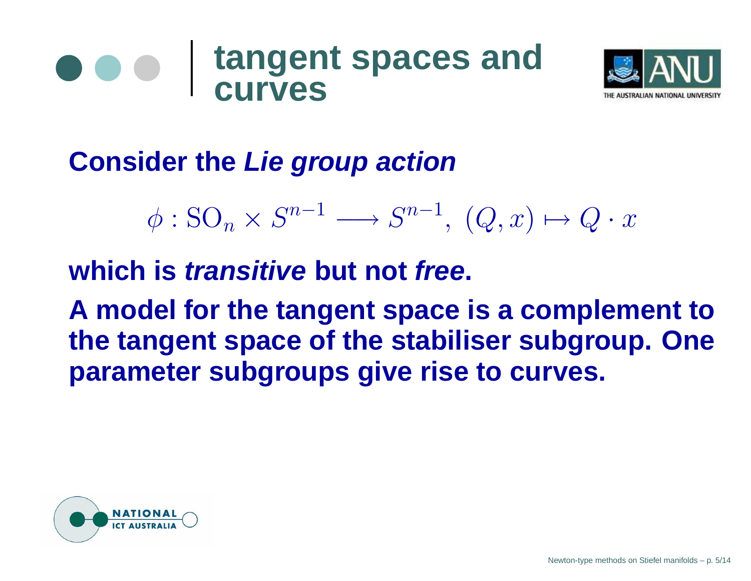# tangent spaces and curves

**Consider the *Lie group action***

$$\phi : \mathrm{SO}_n \times S^{n-1} \longrightarrow S^{n-1},\ (Q, x) \mapsto Q \cdot x$$

**which is *transitive* but not *free*.**

**A model for the tangent space is a complement to the tangent space of the stabiliser subgroup. One parameter subgroups give rise to curves.**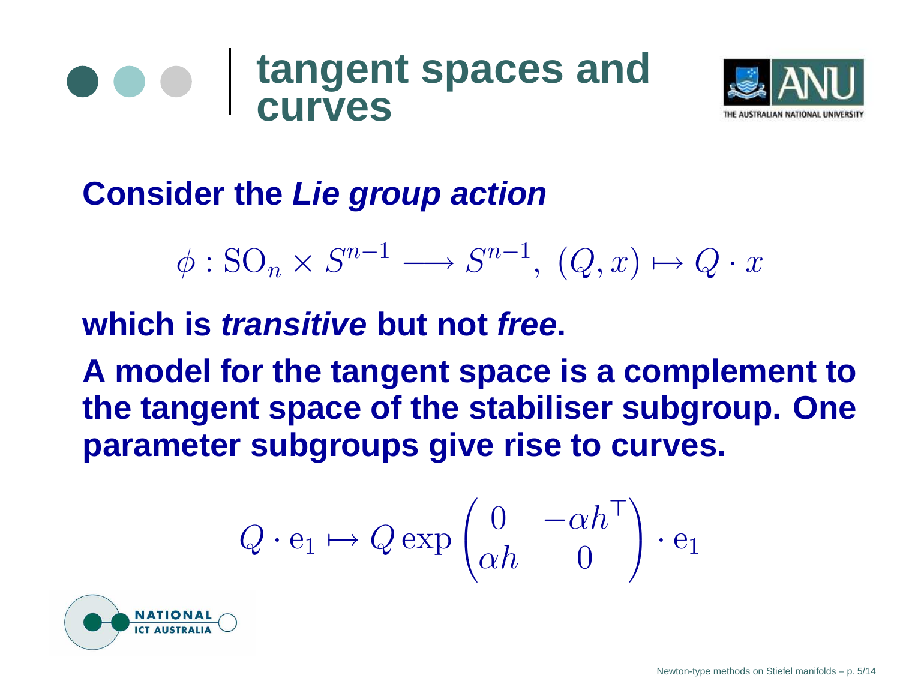# tangent spaces and curves

**Consider the *Lie group action***

$$\phi : \mathrm{SO}_n \times S^{n-1} \longrightarrow S^{n-1},\ (Q, x) \mapsto Q \cdot x$$

**which is *transitive* but not *free*.**

**A model for the tangent space is a complement to the tangent space of the stabiliser subgroup. One parameter subgroups give rise to curves.**

$$Q \cdot \mathrm{e}_1 \mapsto Q \exp \begin{pmatrix} 0 & -\alpha h^\top \\ \alpha h & 0 \end{pmatrix} \cdot \mathrm{e}_1$$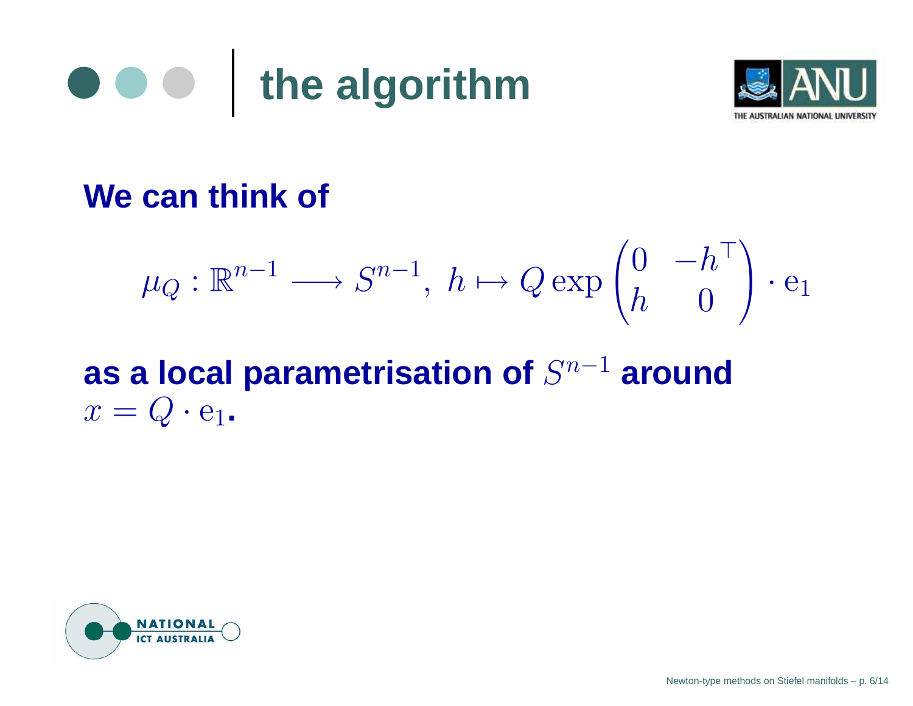## the algorithm

**We can think of**

$$\mu_Q : \mathbb{R}^{n-1} \longrightarrow S^{n-1},\ h \mapsto Q \exp \begin{pmatrix} 0 & -h^\top \\ h & 0 \end{pmatrix} \cdot \mathrm{e}_1$$

**as a local parametrisation of $S^{n-1}$ around $x = Q \cdot \mathrm{e}_1$.**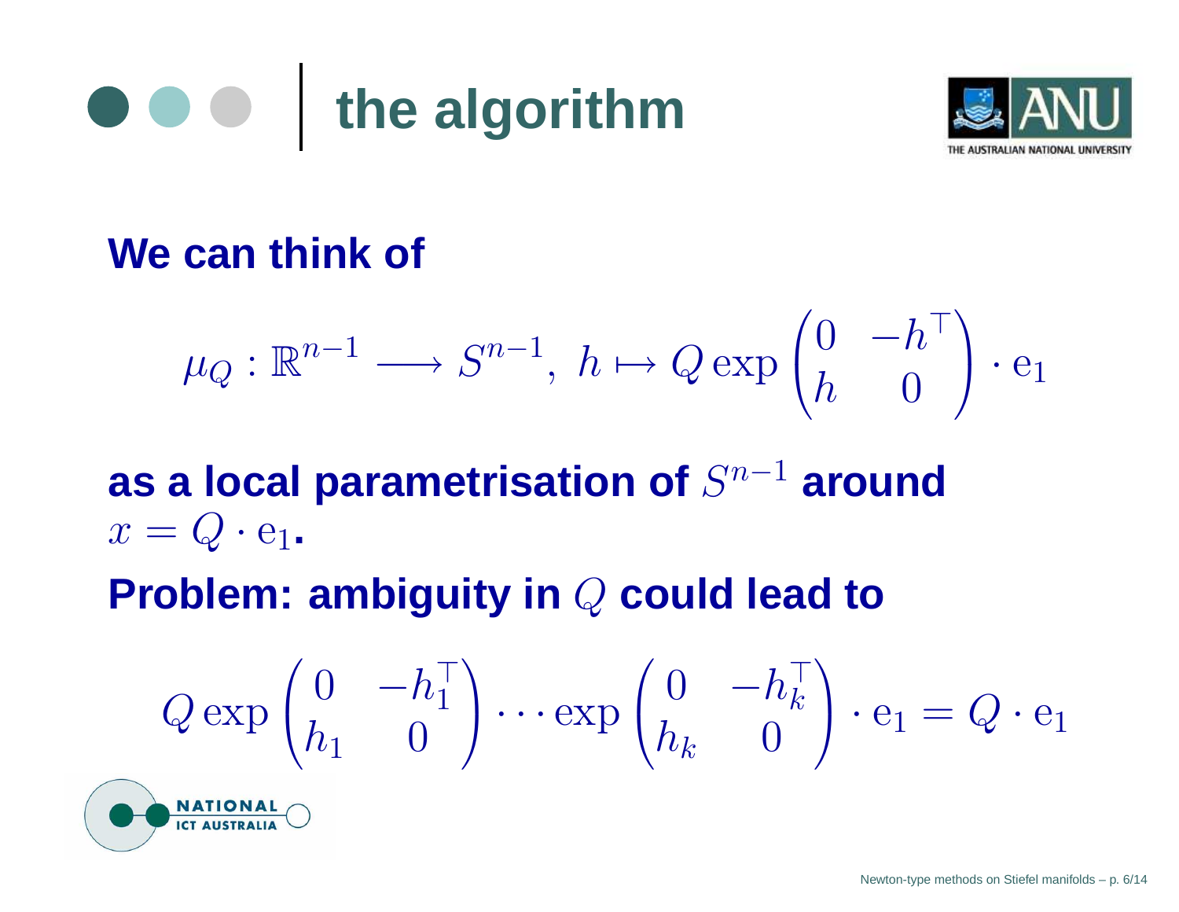# the algorithm

**We can think of**

$$\mu_Q : \mathbb{R}^{n-1} \longrightarrow S^{n-1},\ h \mapsto Q \exp \begin{pmatrix} 0 & -h^\top \\ h & 0 \end{pmatrix} \cdot \mathrm{e}_1$$

**as a local parametrisation of $S^{n-1}$ around $x = Q \cdot \mathrm{e}_1$.**

**Problem: ambiguity in $Q$ could lead to**

$$Q \exp \begin{pmatrix} 0 & -h_1^\top \\ h_1 & 0 \end{pmatrix} \cdots \exp \begin{pmatrix} 0 & -h_k^\top \\ h_k & 0 \end{pmatrix} \cdot \mathrm{e}_1 = Q \cdot \mathrm{e}_1$$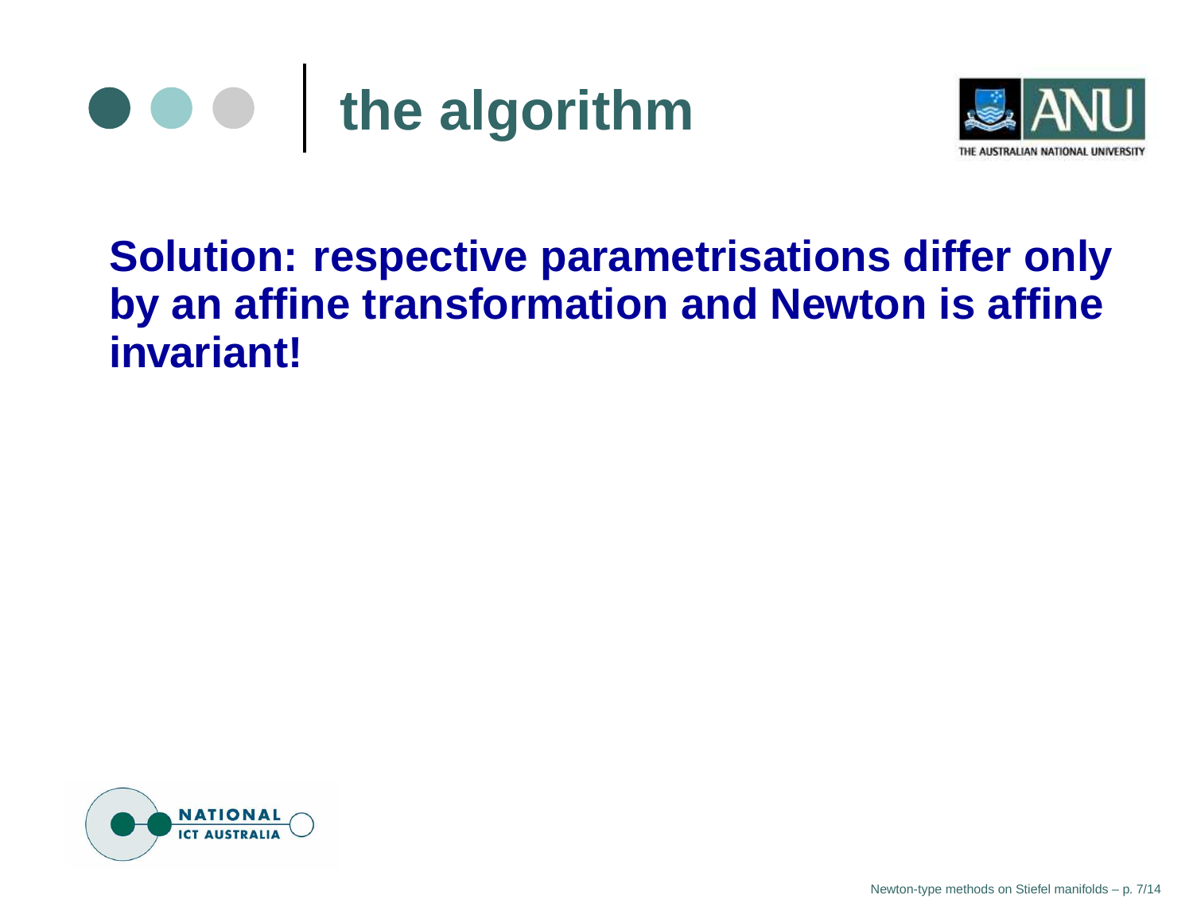# the algorithm

**Solution: respective parametrisations differ only by an affine transformation and Newton is affine invariant!**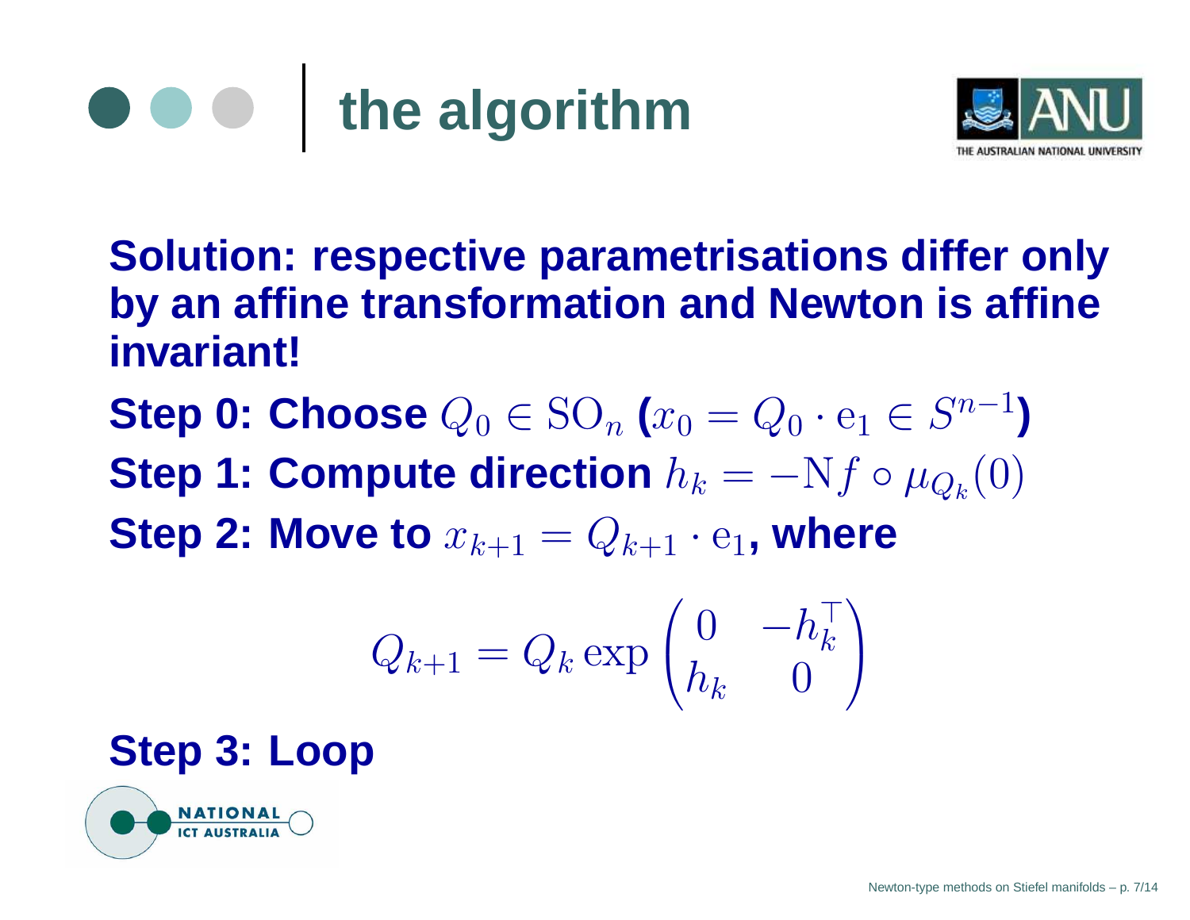# the algorithm

**Solution: respective parametrisations differ only by an affine transformation and Newton is affine invariant!**

**Step 0: Choose** $Q_0 \in \mathrm{SO}_n$ **(**$x_0 = Q_0 \cdot \mathrm{e}_1 \in S^{n-1}$**)**

**Step 1: Compute direction** $h_k = -\mathrm{N} f \circ \mu_{Q_k}(0)$

**Step 2: Move to** $x_{k+1} = Q_{k+1} \cdot \mathrm{e}_1$**, where**

$$Q_{k+1} = Q_k \exp \begin{pmatrix} 0 & -h_k^\top \\ h_k & 0 \end{pmatrix}$$

**Step 3: Loop**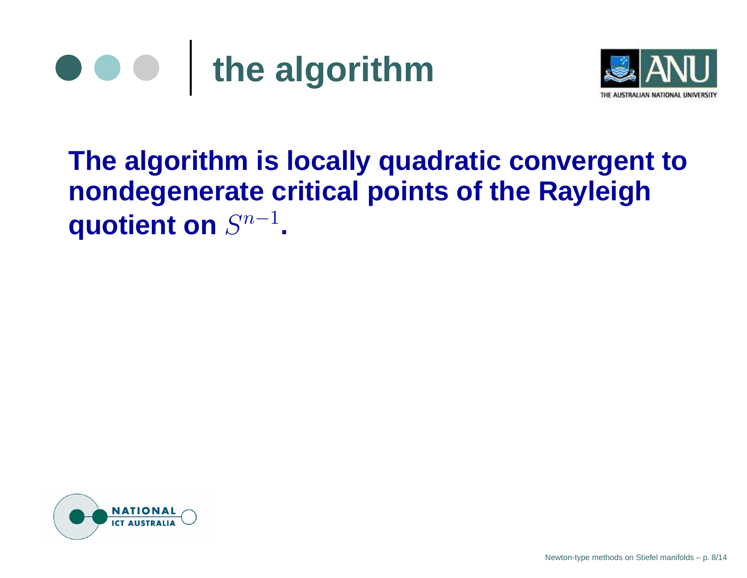# the algorithm

**The algorithm is locally quadratic convergent to nondegenerate critical points of the Rayleigh quotient on $S^{n-1}$.**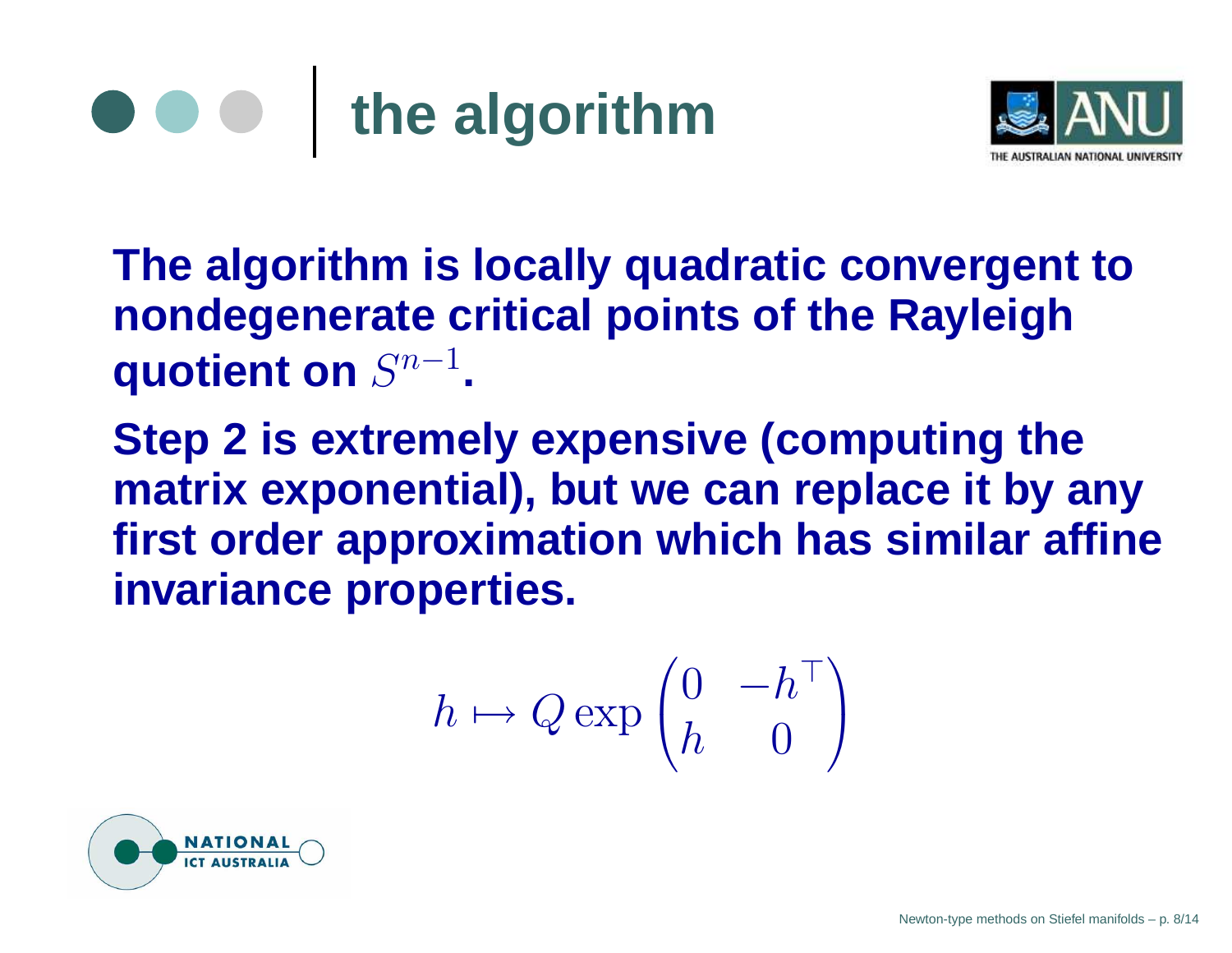# the algorithm

**The algorithm is locally quadratic convergent to nondegenerate critical points of the Rayleigh quotient on $S^{n-1}$.**

**Step 2 is extremely expensive (computing the matrix exponential), but we can replace it by any first order approximation which has similar affine invariance properties.**

$$h \mapsto Q \exp \begin{pmatrix} 0 & -h^\top \\ h & 0 \end{pmatrix}$$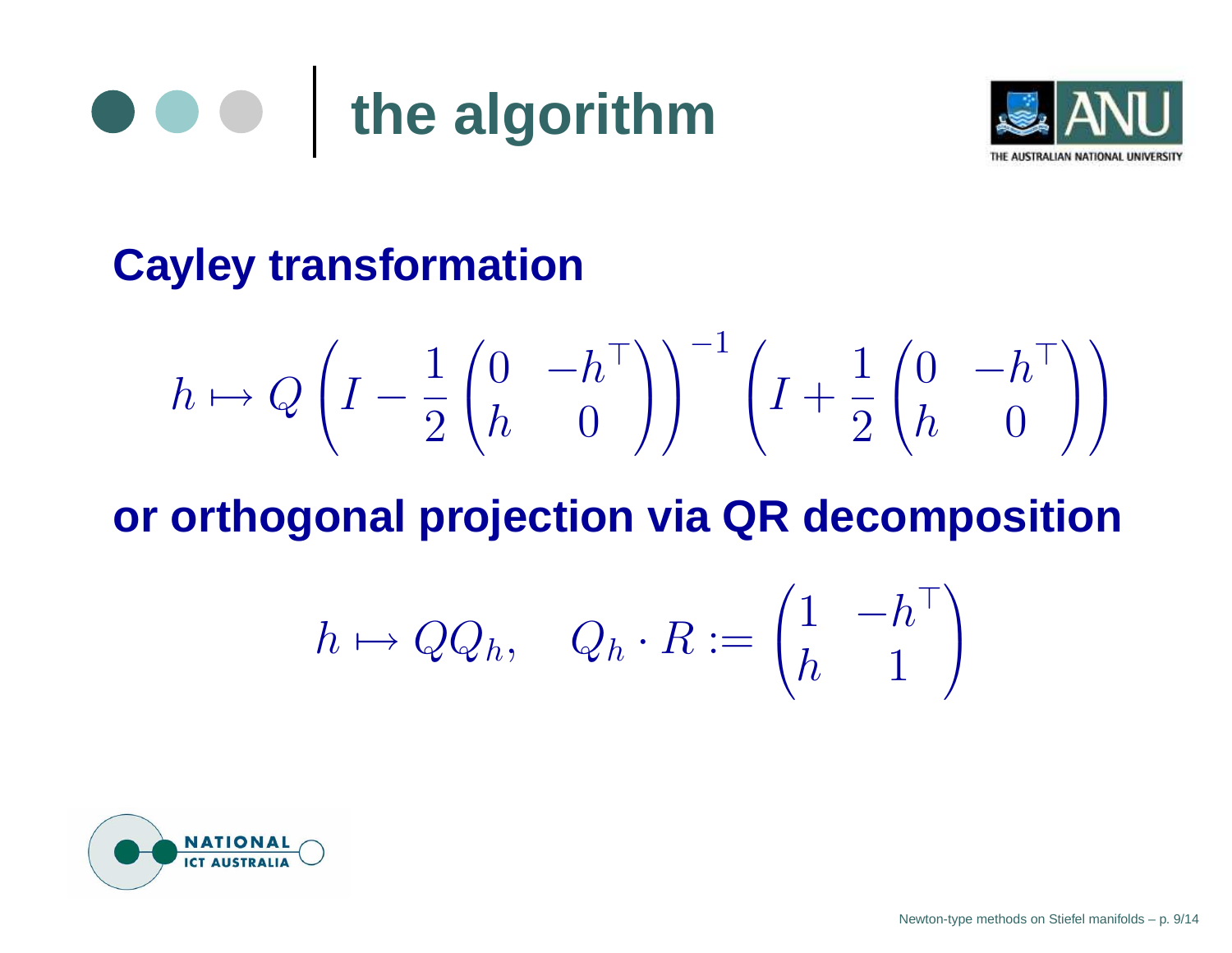# the algorithm

**Cayley transformation**

$$h \mapsto Q \left( I - \frac{1}{2} \begin{pmatrix} 0 & -h^\top \\ h & 0 \end{pmatrix} \right)^{-1} \left( I + \frac{1}{2} \begin{pmatrix} 0 & -h^\top \\ h & 0 \end{pmatrix} \right)$$

**or orthogonal projection via QR decomposition**

$$h \mapsto Q Q_h, \quad Q_h \cdot R := \begin{pmatrix} 1 & -h^\top \\ h & 1 \end{pmatrix}$$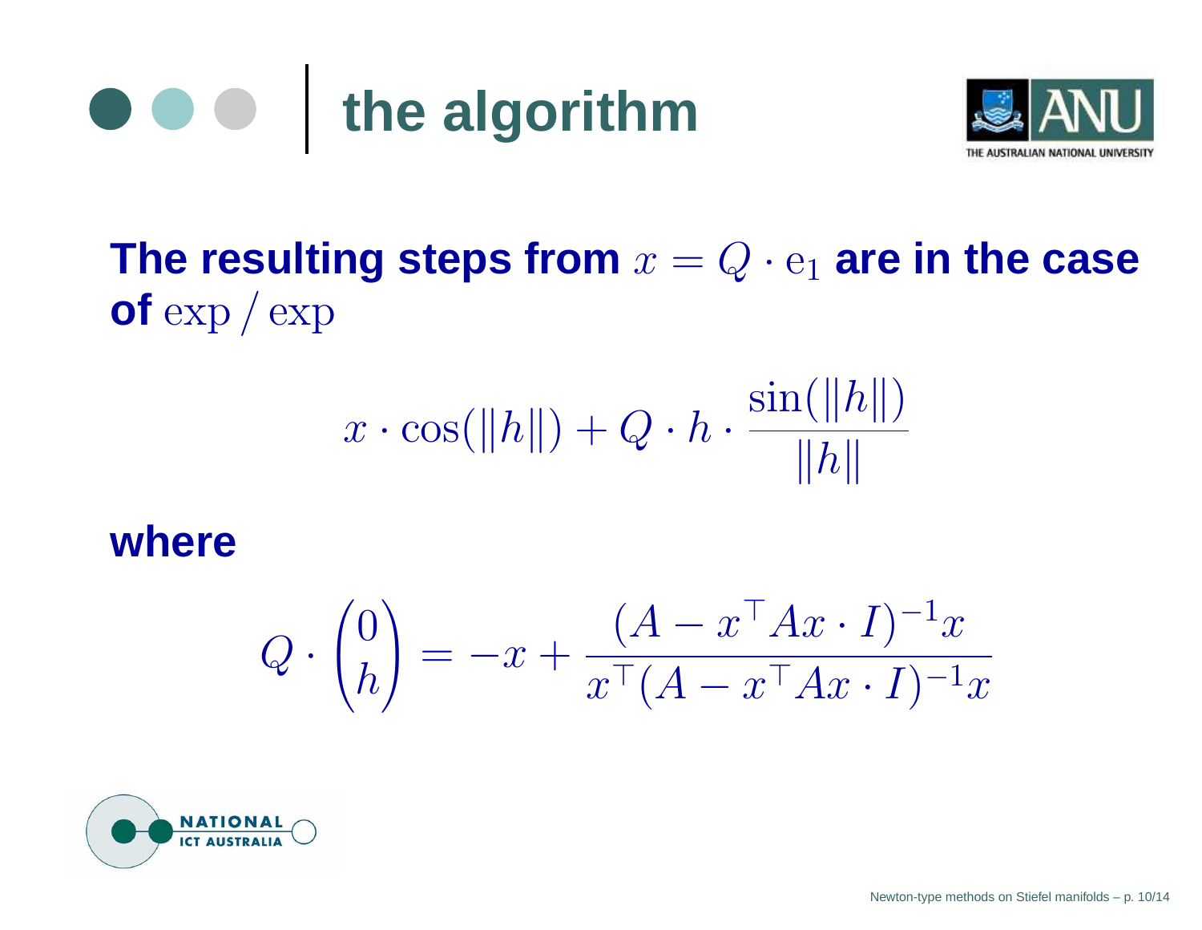# the algorithm

**The resulting steps from $x = Q \cdot \mathrm{e}_1$ are in the case of** $\exp / \exp$

$$x \cdot \cos(\|h\|) + Q \cdot h \cdot \frac{\sin(\|h\|)}{\|h\|}$$

**where**

$$Q \cdot \begin{pmatrix} 0 \\ h \end{pmatrix} = -x + \frac{(A - x^\top A x \cdot I)^{-1} x}{x^\top (A - x^\top A x \cdot I)^{-1} x}$$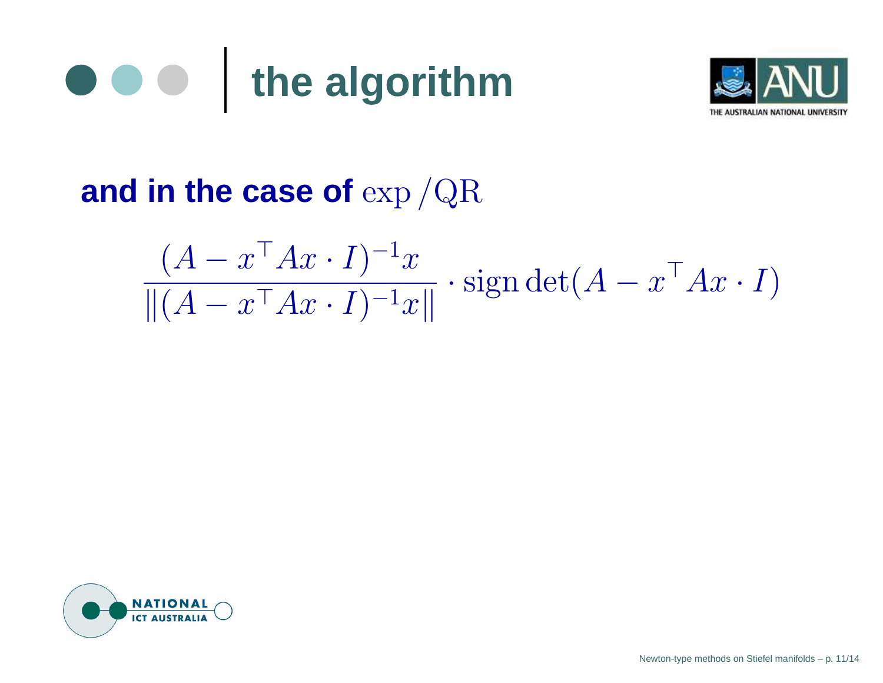# the algorithm

**and in the case of** $\exp/\mathrm{QR}$

$$\frac{(A - x^\top Ax \cdot I)^{-1}x}{\|(A - x^\top Ax \cdot I)^{-1}x\|} \cdot \operatorname{sign}\det(A - x^\top Ax \cdot I)$$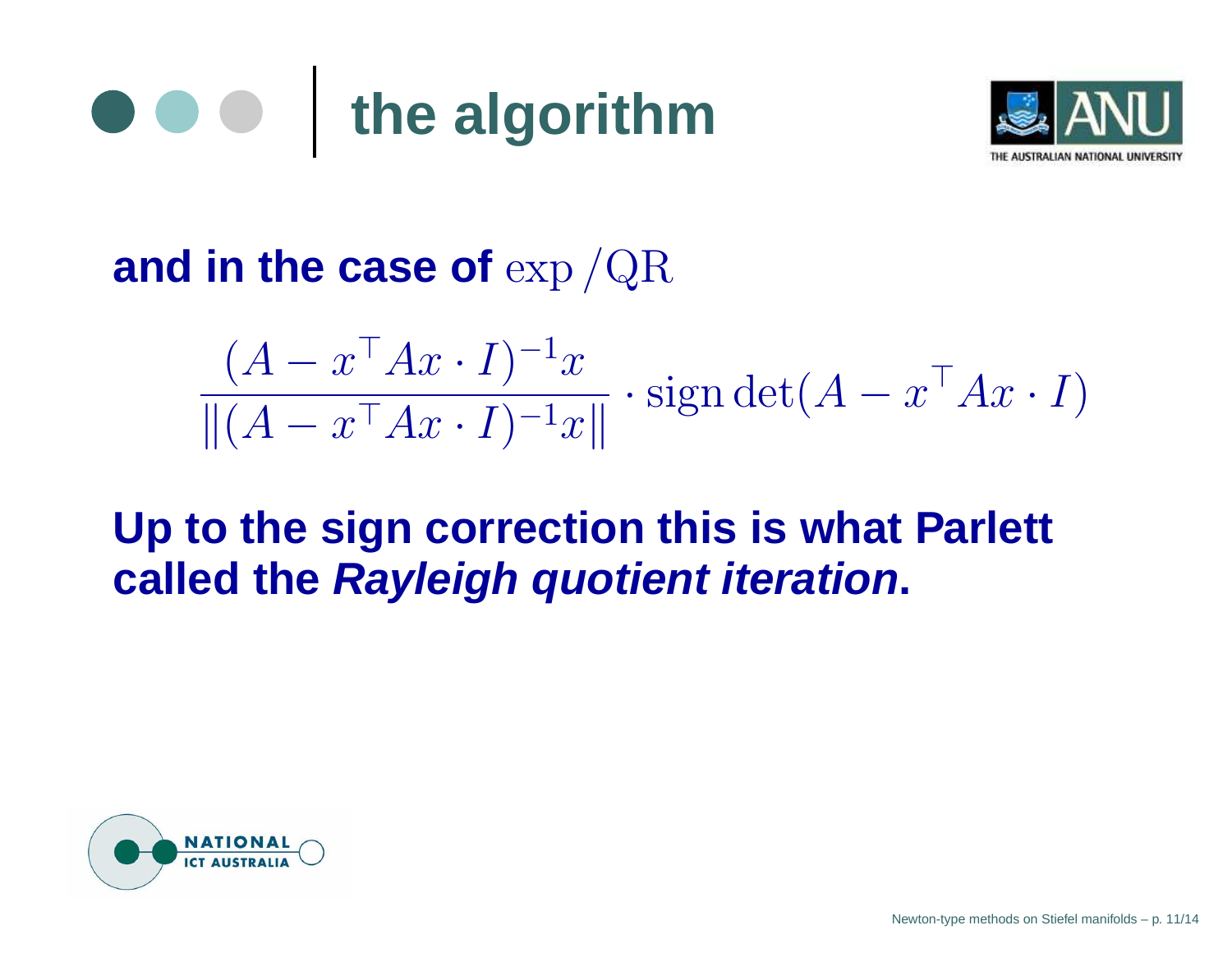# the algorithm

**and in the case of** $\exp/\mathrm{QR}$

$$\frac{(A - x^\top Ax \cdot I)^{-1}x}{\|(A - x^\top Ax \cdot I)^{-1}x\|} \cdot \operatorname{sign}\det(A - x^\top Ax \cdot I)$$

**Up to the sign correction this is what Parlett called the *Rayleigh quotient iteration*.**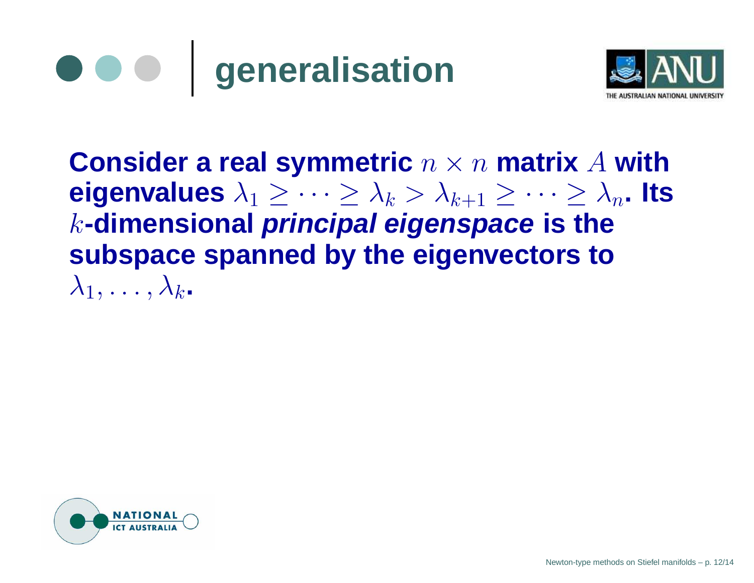# generalisation

**Consider a real symmetric $n \times n$ matrix $A$ with eigenvalues $\lambda_1 \geq \cdots \geq \lambda_k > \lambda_{k+1} \geq \cdots \geq \lambda_n$. Its $k$-dimensional *principal eigenspace* is the subspace spanned by the eigenvectors to $\lambda_1, \ldots, \lambda_k$.**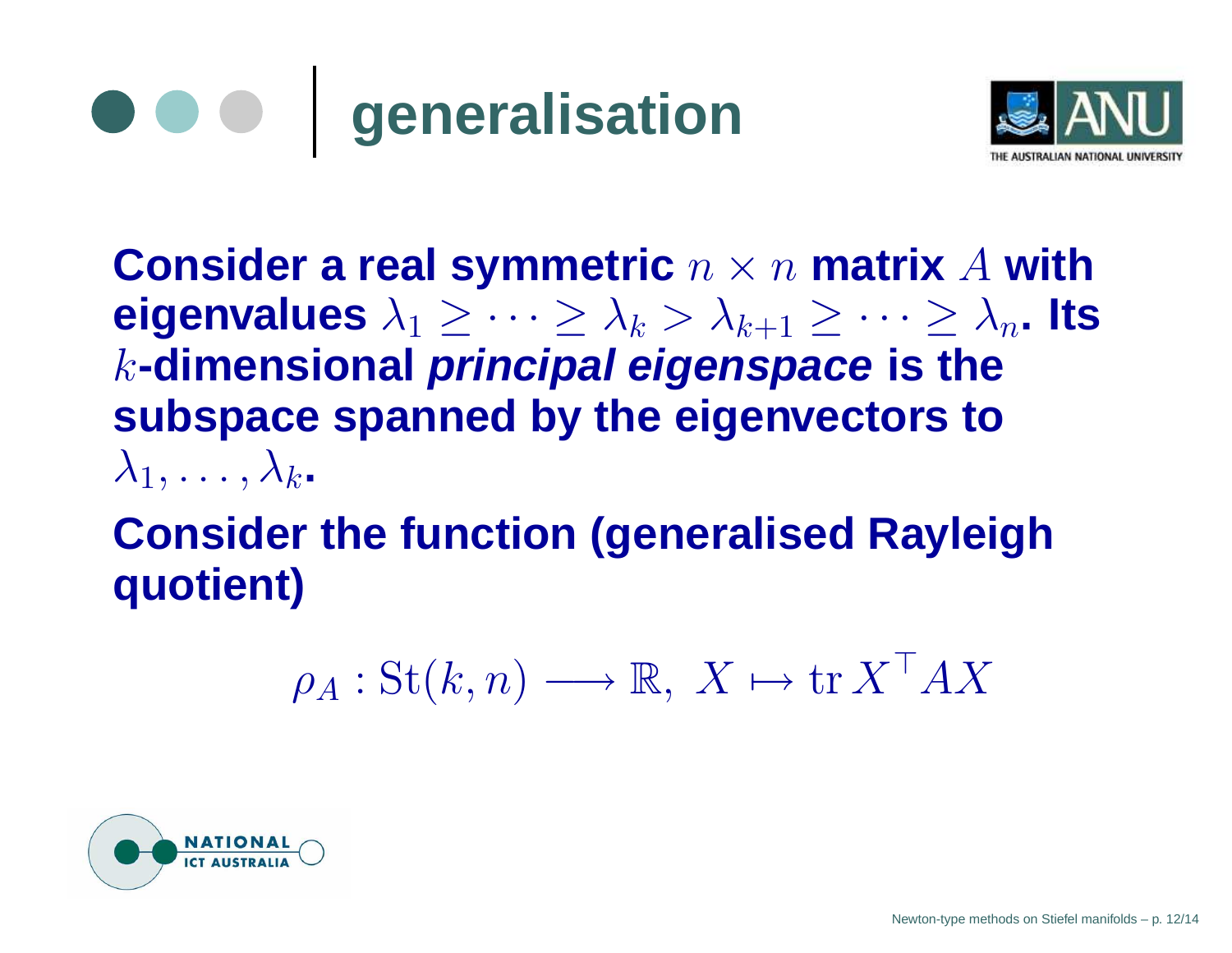# generalisation

**Consider a real symmetric $n \times n$ matrix $A$ with eigenvalues $\lambda_1 \geq \cdots \geq \lambda_k > \lambda_{k+1} \geq \cdots \geq \lambda_n$. Its $k$-dimensional *principal eigenspace* is the subspace spanned by the eigenvectors to $\lambda_1, \ldots, \lambda_k$.**

**Consider the function (generalised Rayleigh quotient)**

$$\rho_A : \mathrm{St}(k, n) \longrightarrow \mathbb{R}, \; X \mapsto \mathrm{tr}\, X^\top A X$$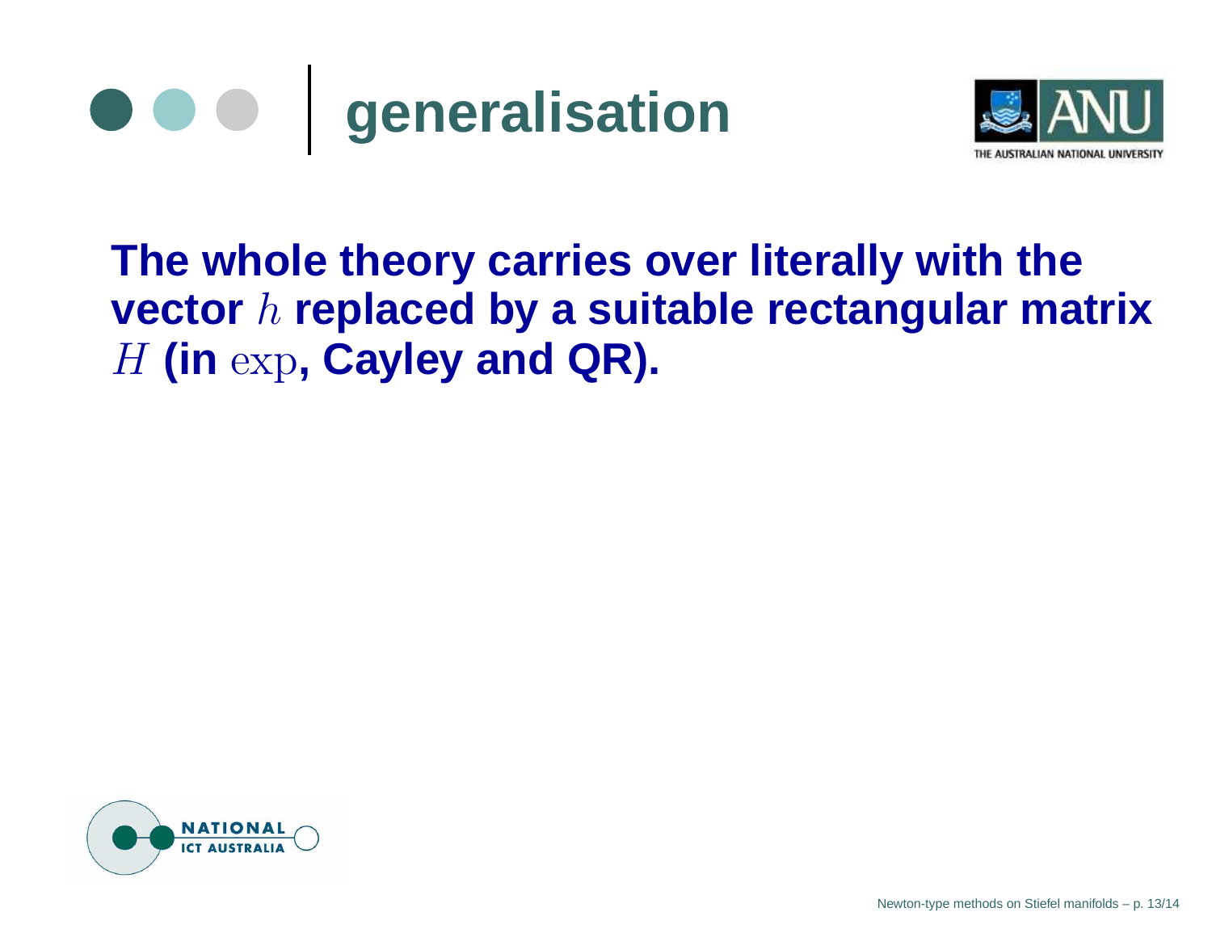# generalisation

**The whole theory carries over literally with the vector $h$ replaced by a suitable rectangular matrix $H$ (in $\exp$, Cayley and QR).**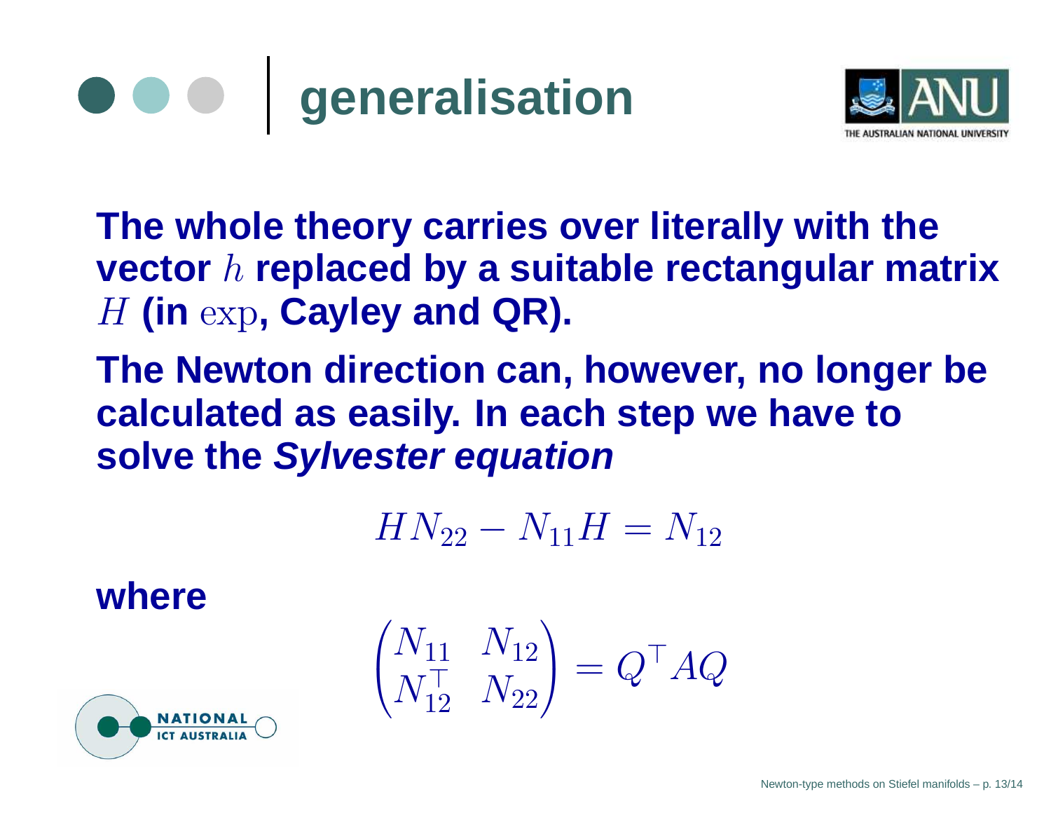# generalisation

The whole theory carries over literally with the vector $h$ replaced by a suitable rectangular matrix $H$ (in $\exp$, Cayley and QR).

The Newton direction can, however, no longer be calculated as easily. In each step we have to solve the ***Sylvester equation***

$$HN_{22} - N_{11}H = N_{12}$$

where

$$\begin{pmatrix} N_{11} & N_{12} \\ N_{12}^\top & N_{22} \end{pmatrix} = Q^\top A Q$$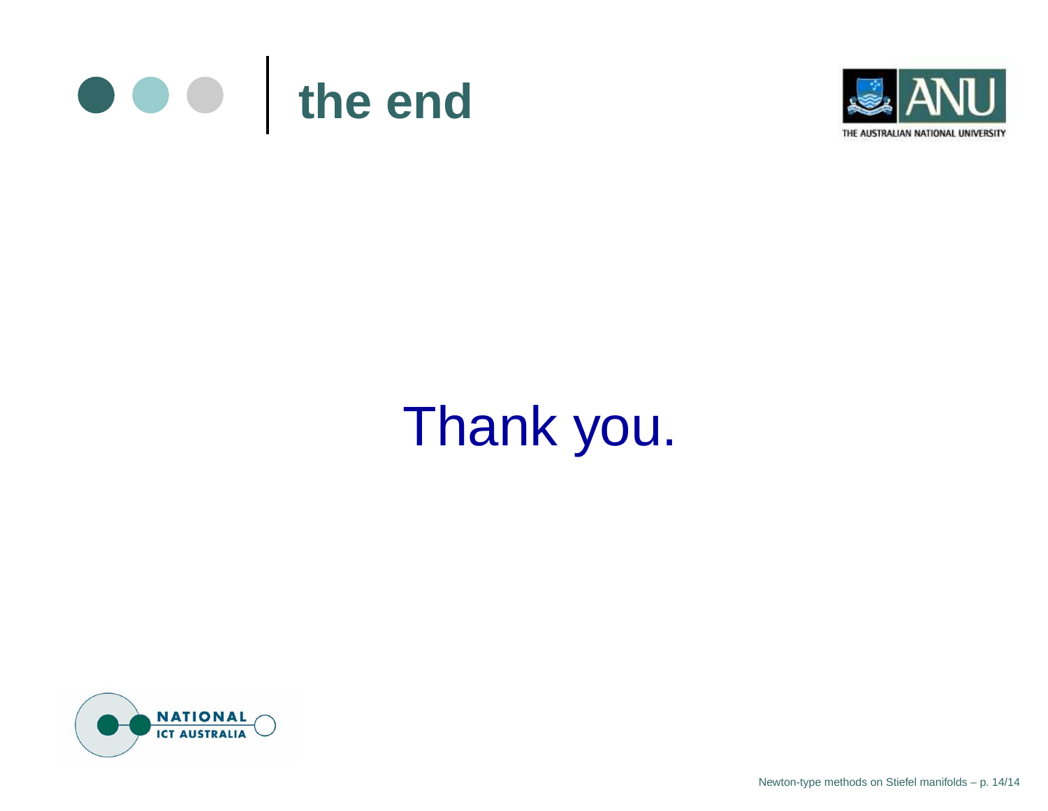# the end

Thank you.